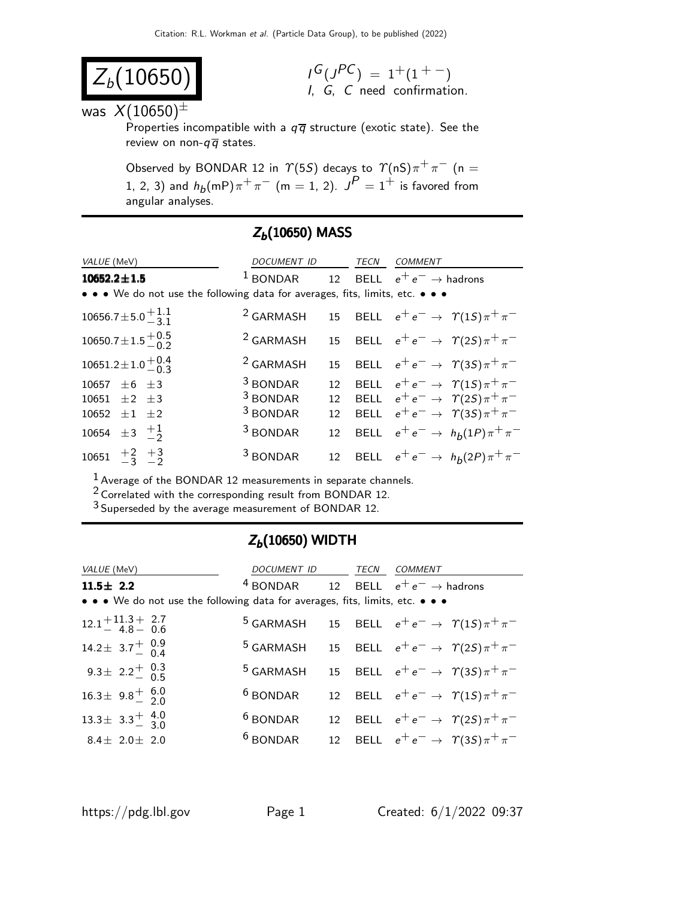Citation: R.L. Workman et al. (Particle Data Group), to be published (2022)

# $Z_b(10650)$

$I^G(J^{PC}) = 1^+(1^{+-})$
I, G, C need confirmation.

was $X(10650)^{\pm}$

Properties incompatible with a $q\overline{q}$ structure (exotic state). See the review on non-$q\overline{q}$ states.

Observed by BONDAR 12 in $\Upsilon(5S)$ decays to $\Upsilon(nS)\pi^+\pi^-$ (n = 1, 2, 3) and $h_b(mP)\pi^+\pi^-$ (m = 1, 2). $J^P = 1^+$ is favored from angular analyses.

## $Z_b(10650)$ MASS

| VALUE (MeV) | DOCUMENT ID | | TECN | COMMENT |
|---|---|---|---|---|
| **10652.2±1.5** | [1] BONDAR | 12 | BELL | $e^+e^- \to$ hadrons |
| • • • We do not use the following data for averages, fits, limits, etc. • • • | | | | |
| $10656.7 \pm 5.0 ^{+1.1}_{-3.1}$ | [2] GARMASH | 15 | BELL | $e^+e^- \to \Upsilon(1S)\pi^+\pi^-$ |
| $10650.7 \pm 1.5 ^{+0.5}_{-0.2}$ | [2] GARMASH | 15 | BELL | $e^+e^- \to \Upsilon(2S)\pi^+\pi^-$ |
| $10651.2 \pm 1.0 ^{+0.4}_{-0.3}$ | [2] GARMASH | 15 | BELL | $e^+e^- \to \Upsilon(3S)\pi^+\pi^-$ |
| $10657 \pm 6 \pm 3$ | [3] BONDAR | 12 | BELL | $e^+e^- \to \Upsilon(1S)\pi^+\pi^-$ |
| $10651 \pm 2 \pm 3$ | [3] BONDAR | 12 | BELL | $e^+e^- \to \Upsilon(2S)\pi^+\pi^-$ |
| $10652 \pm 1 \pm 2$ | [3] BONDAR | 12 | BELL | $e^+e^- \to \Upsilon(3S)\pi^+\pi^-$ |
| $10654 \pm 3 ^{+1}_{-2}$ | [3] BONDAR | 12 | BELL | $e^+e^- \to h_b(1P)\pi^+\pi^-$ |
| $10651 ^{+2}_{-3} ^{+3}_{-2}$ | [3] BONDAR | 12 | BELL | $e^+e^- \to h_b(2P)\pi^+\pi^-$ |

[1] Average of the BONDAR 12 measurements in separate channels.
[2] Correlated with the corresponding result from BONDAR 12.
[3] Superseded by the average measurement of BONDAR 12.

## $Z_b(10650)$ WIDTH

| VALUE (MeV) | DOCUMENT ID | | TECN | COMMENT |
|---|---|---|---|---|
| **11.5± 2.2** | [4] BONDAR | 12 | BELL | $e^+e^- \to$ hadrons |
| • • • We do not use the following data for averages, fits, limits, etc. • • • | | | | |
| $12.1 ^{+11.3}_{-4.8} ^{+2.7}_{-0.6}$ | [5] GARMASH | 15 | BELL | $e^+e^- \to \Upsilon(1S)\pi^+\pi^-$ |
| $14.2 \pm 3.7 ^{+0.9}_{-0.4}$ | [5] GARMASH | 15 | BELL | $e^+e^- \to \Upsilon(2S)\pi^+\pi^-$ |
| $9.3 \pm 2.2 ^{+0.3}_{-0.5}$ | [5] GARMASH | 15 | BELL | $e^+e^- \to \Upsilon(3S)\pi^+\pi^-$ |
| $16.3 \pm 9.8 ^{+6.0}_{-2.0}$ | [6] BONDAR | 12 | BELL | $e^+e^- \to \Upsilon(1S)\pi^+\pi^-$ |
| $13.3 \pm 3.3 ^{+4.0}_{-3.0}$ | [6] BONDAR | 12 | BELL | $e^+e^- \to \Upsilon(2S)\pi^+\pi^-$ |
| $8.4 \pm 2.0 \pm 2.0$ | [6] BONDAR | 12 | BELL | $e^+e^- \to \Upsilon(3S)\pi^+\pi^-$ |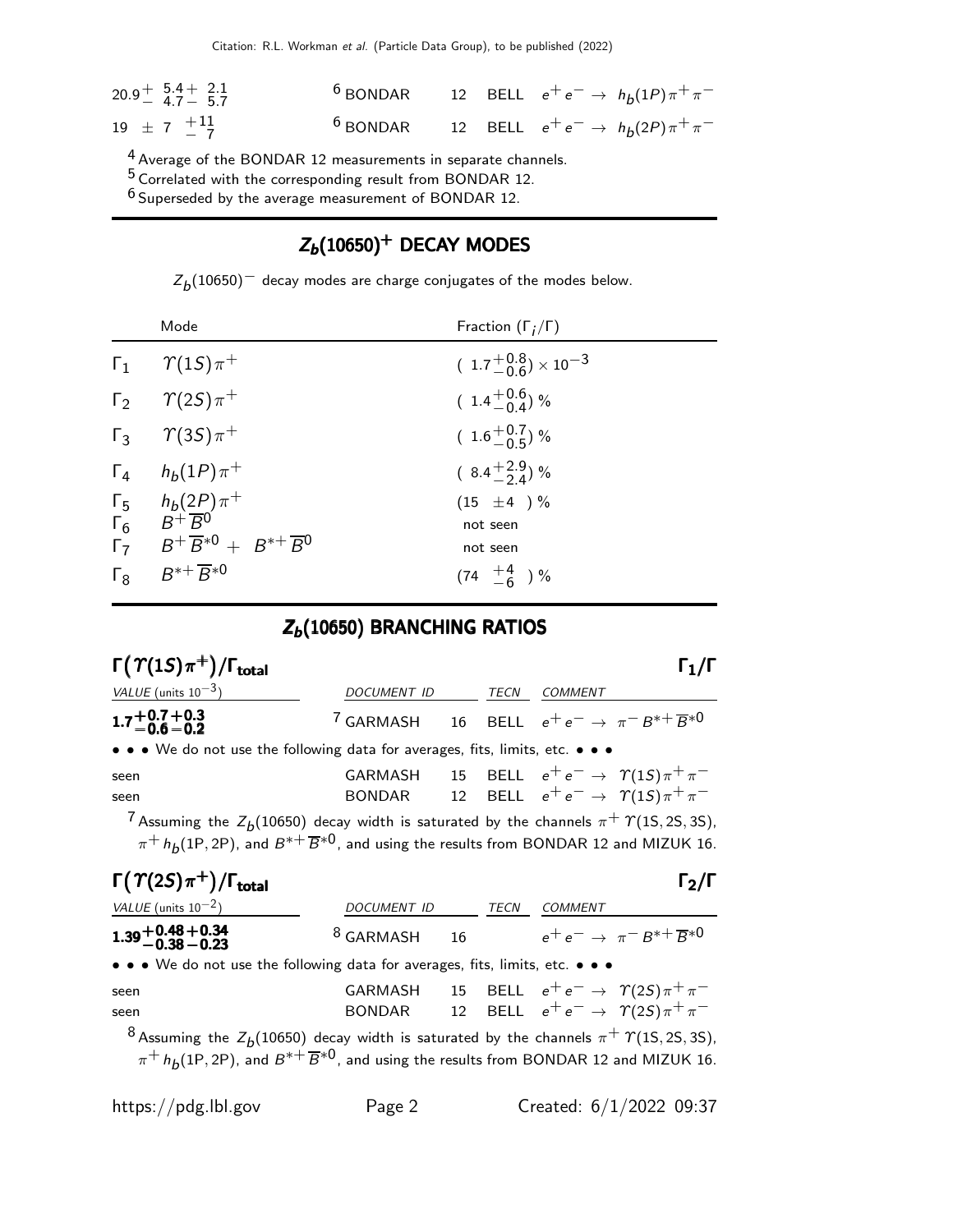| | | | | |
|---|---|---|---|---|
| $20.9^{+\ 5.4+\ 2.1}_{-\ 4.7-\ 5.7}$ | [6] BONDAR | 12 | BELL | $e^+e^- \rightarrow h_b(1P)\pi^+\pi^-$ |
| $19\ \pm 7\ {}^{+11}_{-\ 7}$ | [6] BONDAR | 12 | BELL | $e^+e^- \rightarrow h_b(2P)\pi^+\pi^-$ |

[4] Average of the BONDAR 12 measurements in separate channels.
[5] Correlated with the corresponding result from BONDAR 12.
[6] Superseded by the average measurement of BONDAR 12.

## $Z_b(10650)^+$ DECAY MODES

$Z_b(10650)^-$ decay modes are charge conjugates of the modes below.

| | Mode | Fraction ($\Gamma_i/\Gamma$) |
|---|---|---|
| $\Gamma_1$ | $\Upsilon(1S)\pi^+$ | $(1.7^{+0.8}_{-0.6}) \times 10^{-3}$ |
| $\Gamma_2$ | $\Upsilon(2S)\pi^+$ | $(1.4^{+0.6}_{-0.4})$ % |
| $\Gamma_3$ | $\Upsilon(3S)\pi^+$ | $(1.6^{+0.7}_{-0.5})$ % |
| $\Gamma_4$ | $h_b(1P)\pi^+$ | $(8.4^{+2.9}_{-2.4})$ % |
| $\Gamma_5$ | $h_b(2P)\pi^+$ | $(15\ \pm 4\ )$ % |
| $\Gamma_6$ | $B^+\overline{B}^0$ | not seen |
| $\Gamma_7$ | $B^+\overline{B}^{*0} +\ B^{*+}\overline{B}^0$ | not seen |
| $\Gamma_8$ | $B^{*+}\overline{B}^{*0}$ | $(74\ {}^{+4}_{-6}\ )$ % |

## $Z_b(10650)$ BRANCHING RATIOS

### $\Gamma(\Upsilon(1S)\pi^+)/\Gamma_{\text{total}}$ — $\Gamma_1/\Gamma$

| VALUE (units $10^{-3}$) | DOCUMENT ID | | TECN | COMMENT |
|---|---|---|---|---|
| $\mathbf{1.7^{+0.7+0.3}_{-0.6-0.2}}$ | [7] GARMASH | 16 | BELL | $e^+e^- \rightarrow \pi^- B^{*+}\overline{B}^{*0}$ |
| • • • We do not use the following data for averages, fits, limits, etc. • • • | | | | |
| seen | GARMASH | 15 | BELL | $e^+e^- \rightarrow \Upsilon(1S)\pi^+\pi^-$ |
| seen | BONDAR | 12 | BELL | $e^+e^- \rightarrow \Upsilon(1S)\pi^+\pi^-$ |

[7] Assuming the $Z_b(10650)$ decay width is saturated by the channels $\pi^+\Upsilon(1S, 2S, 3S)$, $\pi^+h_b(1P, 2P)$, and $B^{*+}\overline{B}^{*0}$, and using the results from BONDAR 12 and MIZUK 16.

### $\Gamma(\Upsilon(2S)\pi^+)/\Gamma_{\text{total}}$ — $\Gamma_2/\Gamma$

| VALUE (units $10^{-2}$) | DOCUMENT ID | | TECN | COMMENT |
|---|---|---|---|---|
| $\mathbf{1.39^{+0.48+0.34}_{-0.38-0.23}}$ | [8] GARMASH | 16 | | $e^+e^- \rightarrow \pi^- B^{*+}\overline{B}^{*0}$ |
| • • • We do not use the following data for averages, fits, limits, etc. • • • | | | | |
| seen | GARMASH | 15 | BELL | $e^+e^- \rightarrow \Upsilon(2S)\pi^+\pi^-$ |
| seen | BONDAR | 12 | BELL | $e^+e^- \rightarrow \Upsilon(2S)\pi^+\pi^-$ |

[8] Assuming the $Z_b(10650)$ decay width is saturated by the channels $\pi^+\Upsilon(1S, 2S, 3S)$, $\pi^+h_b(1P, 2P)$, and $B^{*+}\overline{B}^{*0}$, and using the results from BONDAR 12 and MIZUK 16.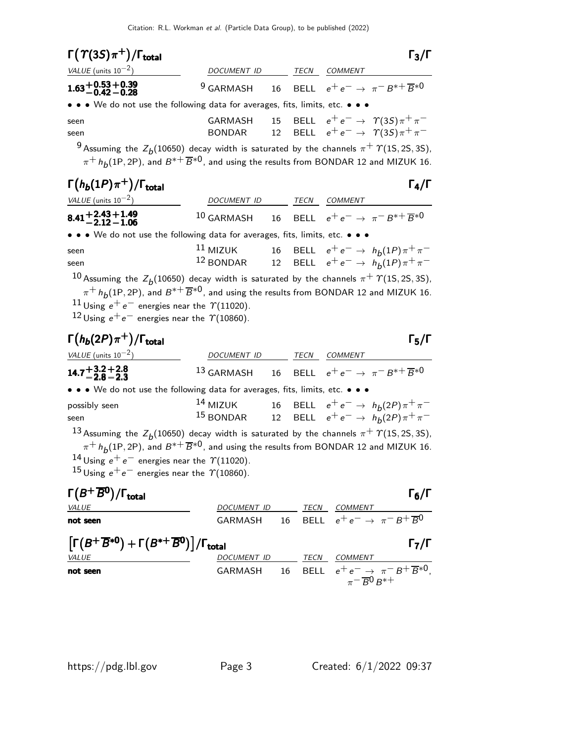## $\Gamma(\Upsilon(3S)\pi^+)/\Gamma_{\text{total}}$ $\Gamma_3/\Gamma$

| VALUE (units $10^{-2}$) | DOCUMENT ID | | TECN | COMMENT |
|---|---|---|---|---|
| $\mathbf{1.63^{+0.53+0.39}_{-0.42-0.28}}$ | [9] GARMASH | 16 | BELL | $e^+e^- \rightarrow \pi^- B^{*+}\overline{B}^{*0}$ |
| • • • We do not use the following data for averages, fits, limits, etc. • • • | | | | |
| seen | GARMASH | 15 | BELL | $e^+e^- \rightarrow \Upsilon(3S)\pi^+\pi^-$ |
| seen | BONDAR | 12 | BELL | $e^+e^- \rightarrow \Upsilon(3S)\pi^+\pi^-$ |

[9] Assuming the $Z_b(10650)$ decay width is saturated by the channels $\pi^+\Upsilon$(1S, 2S, 3S), $\pi^+ h_b$(1P, 2P), and $B^{*+}\overline{B}^{*0}$, and using the results from BONDAR 12 and MIZUK 16.

## $\Gamma(h_b(1P)\pi^+)/\Gamma_{\text{total}}$ $\Gamma_4/\Gamma$

| VALUE (units $10^{-2}$) | DOCUMENT ID | | TECN | COMMENT |
|---|---|---|---|---|
| $\mathbf{8.41^{+2.43+1.49}_{-2.12-1.06}}$ | [10] GARMASH | 16 | BELL | $e^+e^- \rightarrow \pi^- B^{*+}\overline{B}^{*0}$ |
| • • • We do not use the following data for averages, fits, limits, etc. • • • | | | | |
| seen | [11] MIZUK | 16 | BELL | $e^+e^- \rightarrow h_b(1P)\pi^+\pi^-$ |
| seen | [12] BONDAR | 12 | BELL | $e^+e^- \rightarrow h_b(1P)\pi^+\pi^-$ |

[10] Assuming the $Z_b(10650)$ decay width is saturated by the channels $\pi^+\Upsilon$(1S, 2S, 3S), $\pi^+ h_b$(1P, 2P), and $B^{*+}\overline{B}^{*0}$, and using the results from BONDAR 12 and MIZUK 16.

[11] Using $e^+e^-$ energies near the $\Upsilon(11020)$.

[12] Using $e^+e^-$ energies near the $\Upsilon(10860)$.

## $\Gamma(h_b(2P)\pi^+)/\Gamma_{\text{total}}$ $\Gamma_5/\Gamma$

| VALUE (units $10^{-2}$) | DOCUMENT ID | | TECN | COMMENT |
|---|---|---|---|---|
| $\mathbf{14.7^{+3.2+2.8}_{-2.8-2.3}}$ | [13] GARMASH | 16 | BELL | $e^+e^- \rightarrow \pi^- B^{*+}\overline{B}^{*0}$ |
| • • • We do not use the following data for averages, fits, limits, etc. • • • | | | | |
| possibly seen | [14] MIZUK | 16 | BELL | $e^+e^- \rightarrow h_b(2P)\pi^+\pi^-$ |
| seen | [15] BONDAR | 12 | BELL | $e^+e^- \rightarrow h_b(2P)\pi^+\pi^-$ |

[13] Assuming the $Z_b(10650)$ decay width is saturated by the channels $\pi^+\Upsilon$(1S, 2S, 3S), $\pi^+ h_b$(1P, 2P), and $B^{*+}\overline{B}^{*0}$, and using the results from BONDAR 12 and MIZUK 16.

[14] Using $e^+e^-$ energies near the $\Upsilon(11020)$.

[15] Using $e^+e^-$ energies near the $\Upsilon(10860)$.

## $\Gamma(B^+\overline{B}^0)/\Gamma_{\text{total}}$ $\Gamma_6/\Gamma$

| VALUE | DOCUMENT ID | | TECN | COMMENT |
|---|---|---|---|---|
| **not seen** | GARMASH | 16 | BELL | $e^+e^- \rightarrow \pi^- B^+\overline{B}^0$ |

## $\left[\Gamma(B^+\overline{B}^{*0}) + \Gamma(B^{*+}\overline{B}^0)\right]/\Gamma_{\text{total}}$ $\Gamma_7/\Gamma$

| VALUE | DOCUMENT ID | | TECN | COMMENT |
|---|---|---|---|---|
| **not seen** | GARMASH | 16 | BELL | $e^+e^- \rightarrow \pi^- B^+\overline{B}^{*0}$, $\pi^-\overline{B}^0 B^{*+}$ |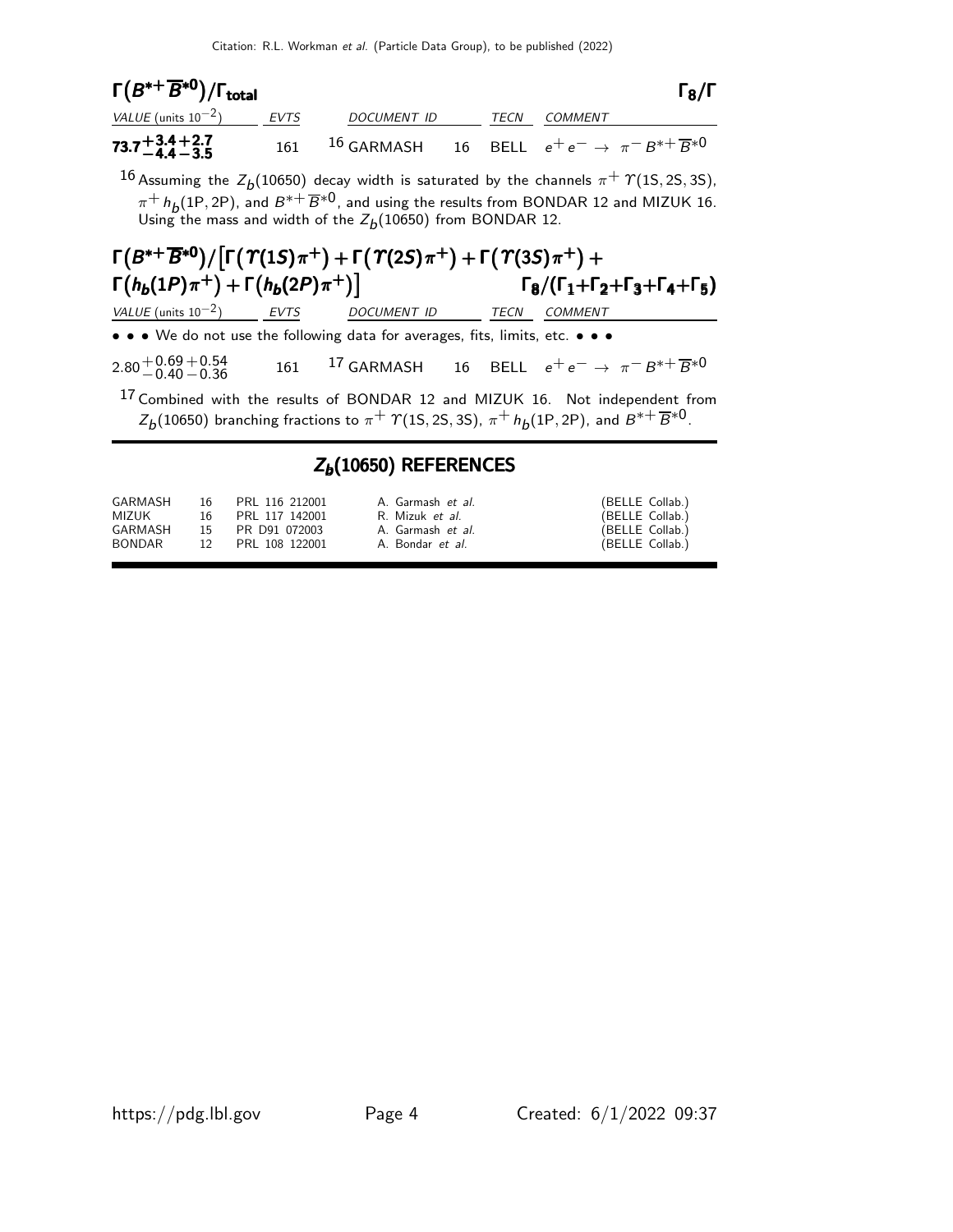### $\Gamma(B^{*+}\overline{B}^{*0})/\Gamma_{\text{total}}$ $\qquad\qquad\qquad\qquad$ $\Gamma_8/\Gamma$

| VALUE (units $10^{-2}$) | EVTS | DOCUMENT ID | | TECN | COMMENT |
|---|---|---|---|---|---|
| **$73.7^{+3.4+2.7}_{-4.4-3.5}$** | 161 | [16] GARMASH | 16 | BELL | $e^+e^- \to \pi^- B^{*+}\overline{B}^{*0}$ |

[16] Assuming the $Z_b(10650)$ decay width is saturated by the channels $\pi^+ \Upsilon(1S, 2S, 3S)$, $\pi^+ h_b(1P, 2P)$, and $B^{*+}\overline{B}^{*0}$, and using the results from BONDAR 12 and MIZUK 16. Using the mass and width of the $Z_b(10650)$ from BONDAR 12.

### $\Gamma(B^{*+}\overline{B}^{*0})/\big[\Gamma(\Upsilon(1S)\pi^+) + \Gamma(\Upsilon(2S)\pi^+) + \Gamma(\Upsilon(3S)\pi^+) + \Gamma(h_b(1P)\pi^+) + \Gamma(h_b(2P)\pi^+)\big]$ $\qquad$ $\Gamma_8/(\Gamma_1+\Gamma_2+\Gamma_3+\Gamma_4+\Gamma_5)$

| VALUE (units $10^{-2}$) | EVTS | DOCUMENT ID | | TECN | COMMENT |
|---|---|---|---|---|---|
| • • • We do not use the following data for averages, fits, limits, etc. • • • | | | | | |
| $2.80^{+0.69+0.54}_{-0.40-0.36}$ | 161 | [17] GARMASH | 16 | BELL | $e^+e^- \to \pi^- B^{*+}\overline{B}^{*0}$ |

[17] Combined with the results of BONDAR 12 and MIZUK 16. Not independent from $Z_b(10650)$ branching fractions to $\pi^+ \Upsilon(1S, 2S, 3S)$, $\pi^+ h_b(1P, 2P)$, and $B^{*+}\overline{B}^{*0}$.

## $Z_b(10650)$ REFERENCES

| | | | | |
|---|---|---|---|---|
| GARMASH | 16 | PRL 116 212001 | A. Garmash *et al.* | (BELLE Collab.) |
| MIZUK | 16 | PRL 117 142001 | R. Mizuk *et al.* | (BELLE Collab.) |
| GARMASH | 15 | PR D91 072003 | A. Garmash *et al.* | (BELLE Collab.) |
| BONDAR | 12 | PRL 108 122001 | A. Bondar *et al.* | (BELLE Collab.) |